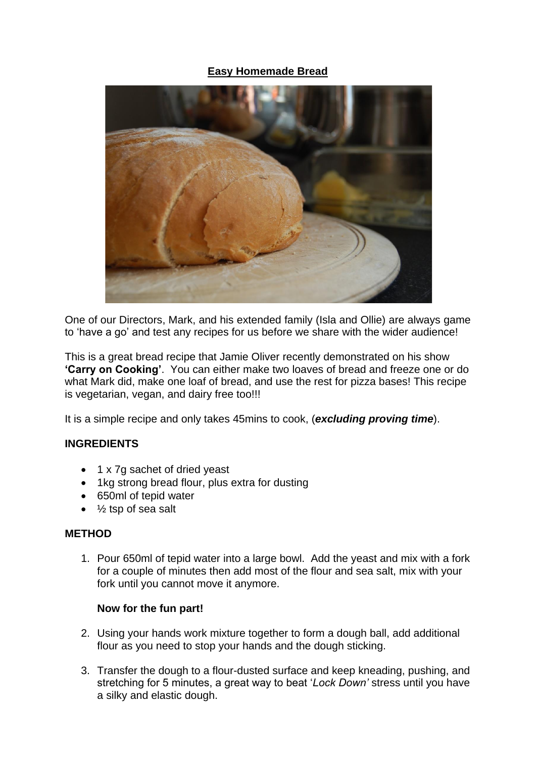# Easy Homemade Bread

One of our Directors, Mark, and his extended family (Isla and Ollie) are always game to 'have a go' and test any recipes for us before we share with the wider audience!

This is a great bread recipe that Jamie Oliver recently demonstrated on his show **'Carry on Cooking'**. You can either make two loaves of bread and freeze one or do what Mark did, make one loaf of bread, and use the rest for pizza bases! This recipe is vegetarian, vegan, and dairy free too!!!

It is a simple recipe and only takes 45mins to cook, (***excluding proving time***).

## INGREDIENTS

- 1 x 7g sachet of dried yeast
- 1kg strong bread flour, plus extra for dusting
- 650ml of tepid water
- ½ tsp of sea salt

## METHOD

1. Pour 650ml of tepid water into a large bowl. Add the yeast and mix with a fork for a couple of minutes then add most of the flour and sea salt, mix with your fork until you cannot move it anymore.

   **Now for the fun part!**

2. Using your hands work mixture together to form a dough ball, add additional flour as you need to stop your hands and the dough sticking.

3. Transfer the dough to a flour-dusted surface and keep kneading, pushing, and stretching for 5 minutes, a great way to beat '*Lock Down'* stress until you have a silky and elastic dough.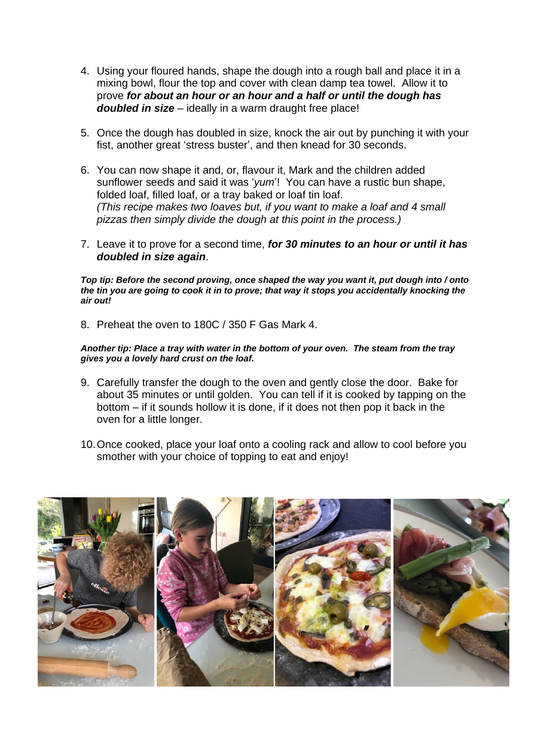4. Using your floured hands, shape the dough into a rough ball and place it in a mixing bowl, flour the top and cover with clean damp tea towel. Allow it to prove ***for about an hour or an hour and a half or until the dough has doubled in size*** – ideally in a warm draught free place!

5. Once the dough has doubled in size, knock the air out by punching it with your fist, another great 'stress buster', and then knead for 30 seconds.

6. You can now shape it and, or, flavour it, Mark and the children added sunflower seeds and said it was '*yum*'! You can have a rustic bun shape, folded loaf, filled loaf, or a tray baked or loaf tin loaf.
   *(This recipe makes two loaves but, if you want to make a loaf and 4 small pizzas then simply divide the dough at this point in the process.)*

7. Leave it to prove for a second time, ***for 30 minutes to an hour or until it has doubled in size again***.

***Top tip: Before the second proving, once shaped the way you want it, put dough into / onto the tin you are going to cook it in to prove; that way it stops you accidentally knocking the air out!***

8. Preheat the oven to 180C / 350 F Gas Mark 4.

***Another tip: Place a tray with water in the bottom of your oven. The steam from the tray gives you a lovely hard crust on the loaf.***

9. Carefully transfer the dough to the oven and gently close the door. Bake for about 35 minutes or until golden. You can tell if it is cooked by tapping on the bottom – if it sounds hollow it is done, if it does not then pop it back in the oven for a little longer.

10. Once cooked, place your loaf onto a cooling rack and allow to cool before you smother with your choice of topping to eat and enjoy!